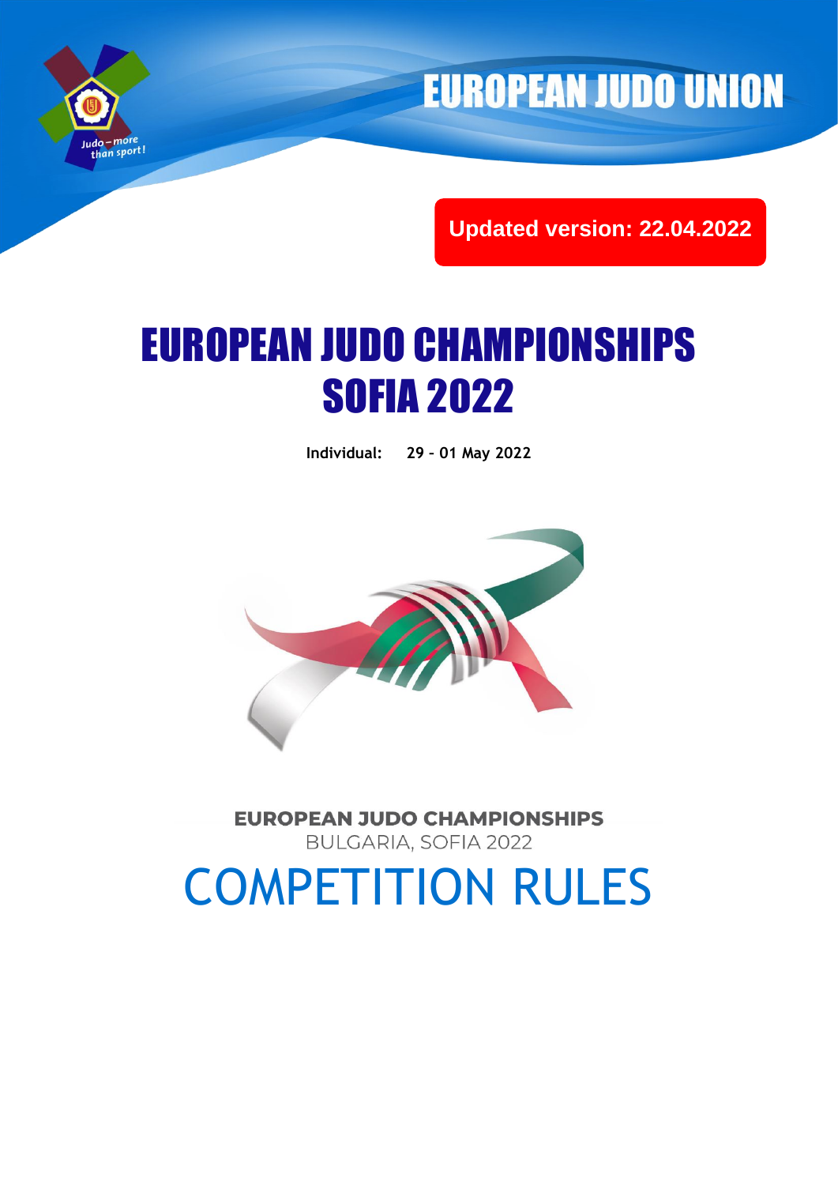Judo – more than sport!

# EUROPEAN JUDO UNION

**Updated version: 22.04.2022**

# EUROPEAN JUDO CHAMPIONSHIPS SOFIA 2022

**Individual: 29 – 01 May 2022**

**EUROPEAN JUDO CHAMPIONSHIPS**
BULGARIA, SOFIA 2022

# COMPETITION RULES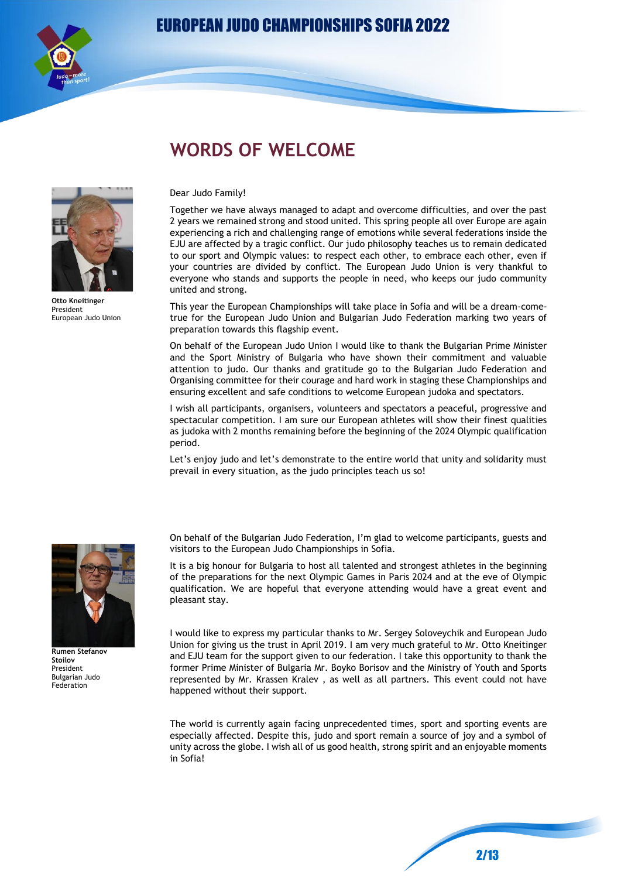# WORDS OF WELCOME

**Otto Kneitinger**
President
European Judo Union

Dear Judo Family!

Together we have always managed to adapt and overcome difficulties, and over the past 2 years we remained strong and stood united. This spring people all over Europe are again experiencing a rich and challenging range of emotions while several federations inside the EJU are affected by a tragic conflict. Our judo philosophy teaches us to remain dedicated to our sport and Olympic values: to respect each other, to embrace each other, even if your countries are divided by conflict. The European Judo Union is very thankful to everyone who stands and supports the people in need, who keeps our judo community united and strong.

This year the European Championships will take place in Sofia and will be a dream-come-true for the European Judo Union and Bulgarian Judo Federation marking two years of preparation towards this flagship event.

On behalf of the European Judo Union I would like to thank the Bulgarian Prime Minister and the Sport Ministry of Bulgaria who have shown their commitment and valuable attention to judo. Our thanks and gratitude go to the Bulgarian Judo Federation and Organising committee for their courage and hard work in staging these Championships and ensuring excellent and safe conditions to welcome European judoka and spectators.

I wish all participants, organisers, volunteers and spectators a peaceful, progressive and spectacular competition. I am sure our European athletes will show their finest qualities as judoka with 2 months remaining before the beginning of the 2024 Olympic qualification period.

Let's enjoy judo and let's demonstrate to the entire world that unity and solidarity must prevail in every situation, as the judo principles teach us so!

**Rumen Stefanov Stoilov**
President
Bulgarian Judo Federation

On behalf of the Bulgarian Judo Federation, I'm glad to welcome participants, guests and visitors to the European Judo Championships in Sofia.

It is a big honour for Bulgaria to host all talented and strongest athletes in the beginning of the preparations for the next Olympic Games in Paris 2024 and at the eve of Olympic qualification. We are hopeful that everyone attending would have a great event and pleasant stay.

I would like to express my particular thanks to Mr. Sergey Soloveychik and European Judo Union for giving us the trust in April 2019. I am very much grateful to Mr. Otto Kneitinger and EJU team for the support given to our federation. I take this opportunity to thank the former Prime Minister of Bulgaria Mr. Boyko Borisov and the Ministry of Youth and Sports represented by Mr. Krassen Kralev , as well as all partners. This event could not have happened without their support.

The world is currently again facing unprecedented times, sport and sporting events are especially affected. Despite this, judo and sport remain a source of joy and a symbol of unity across the globe. I wish all of us good health, strong spirit and an enjoyable moments in Sofia!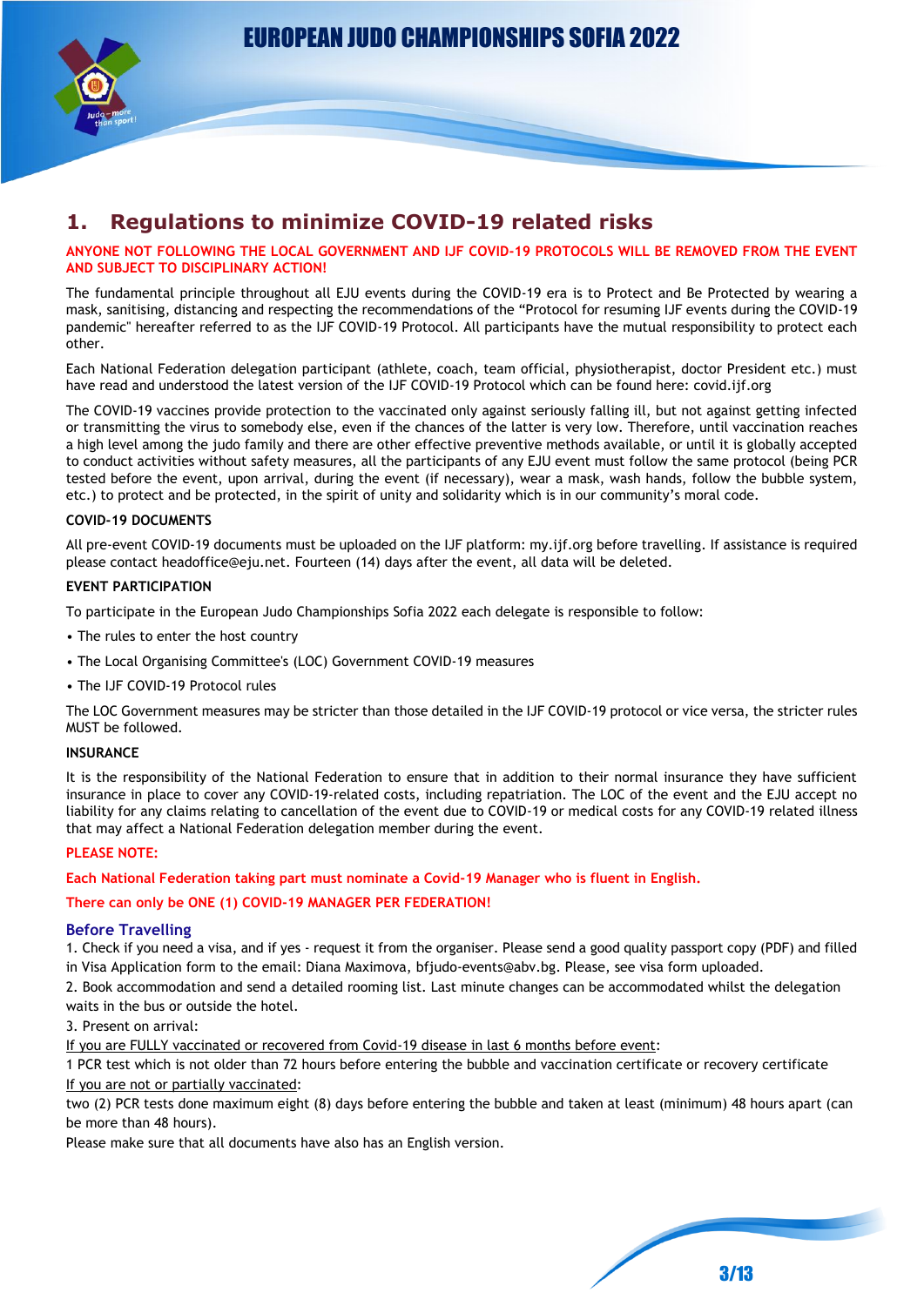## 1. Regulations to minimize COVID-19 related risks

**ANYONE NOT FOLLOWING THE LOCAL GOVERNMENT AND IJF COVID-19 PROTOCOLS WILL BE REMOVED FROM THE EVENT AND SUBJECT TO DISCIPLINARY ACTION!**

The fundamental principle throughout all EJU events during the COVID-19 era is to Protect and Be Protected by wearing a mask, sanitising, distancing and respecting the recommendations of the "Protocol for resuming IJF events during the COVID-19 pandemic" hereafter referred to as the IJF COVID-19 Protocol. All participants have the mutual responsibility to protect each other.

Each National Federation delegation participant (athlete, coach, team official, physiotherapist, doctor President etc.) must have read and understood the latest version of the IJF COVID-19 Protocol which can be found here: covid.ijf.org

The COVID-19 vaccines provide protection to the vaccinated only against seriously falling ill, but not against getting infected or transmitting the virus to somebody else, even if the chances of the latter is very low. Therefore, until vaccination reaches a high level among the judo family and there are other effective preventive methods available, or until it is globally accepted to conduct activities without safety measures, all the participants of any EJU event must follow the same protocol (being PCR tested before the event, upon arrival, during the event (if necessary), wear a mask, wash hands, follow the bubble system, etc.) to protect and be protected, in the spirit of unity and solidarity which is in our community's moral code.

**COVID-19 DOCUMENTS**

All pre-event COVID-19 documents must be uploaded on the IJF platform: my.ijf.org before travelling. If assistance is required please contact headoffice@eju.net. Fourteen (14) days after the event, all data will be deleted.

**EVENT PARTICIPATION**

To participate in the European Judo Championships Sofia 2022 each delegate is responsible to follow:

- The rules to enter the host country
- The Local Organising Committee's (LOC) Government COVID-19 measures
- The IJF COVID-19 Protocol rules

The LOC Government measures may be stricter than those detailed in the IJF COVID-19 protocol or vice versa, the stricter rules MUST be followed.

**INSURANCE**

It is the responsibility of the National Federation to ensure that in addition to their normal insurance they have sufficient insurance in place to cover any COVID-19-related costs, including repatriation. The LOC of the event and the EJU accept no liability for any claims relating to cancellation of the event due to COVID-19 or medical costs for any COVID-19 related illness that may affect a National Federation delegation member during the event.

**PLEASE NOTE:**

**Each National Federation taking part must nominate a Covid-19 Manager who is fluent in English.**

**There can only be ONE (1) COVID-19 MANAGER PER FEDERATION!**

### Before Travelling

1. Check if you need a visa, and if yes - request it from the organiser. Please send a good quality passport copy (PDF) and filled in Visa Application form to the email: Diana Maximova, bfjudo-events@abv.bg. Please, see visa form uploaded.
2. Book accommodation and send a detailed rooming list. Last minute changes can be accommodated whilst the delegation waits in the bus or outside the hotel.
3. Present on arrival:

<u>If you are FULLY vaccinated or recovered from Covid-19 disease in last 6 months before event</u>:
1 PCR test which is not older than 72 hours before entering the bubble and vaccination certificate or recovery certificate
<u>If you are not or partially vaccinated</u>:
two (2) PCR tests done maximum eight (8) days before entering the bubble and taken at least (minimum) 48 hours apart (can be more than 48 hours).
Please make sure that all documents have also has an English version.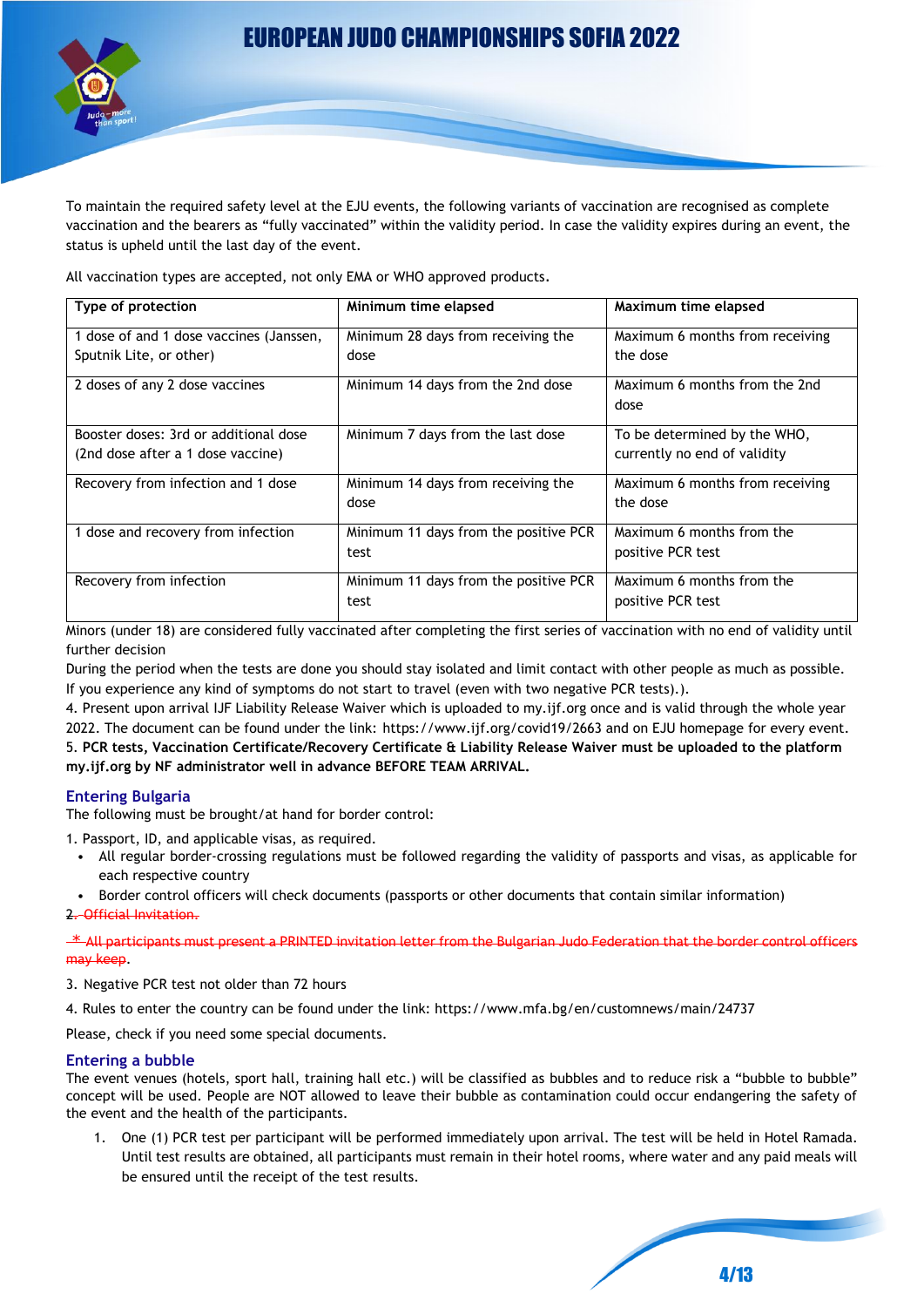To maintain the required safety level at the EJU events, the following variants of vaccination are recognised as complete vaccination and the bearers as "fully vaccinated" within the validity period. In case the validity expires during an event, the status is upheld until the last day of the event.

All vaccination types are accepted, not only EMA or WHO approved products.

| Type of protection | Minimum time elapsed | Maximum time elapsed |
|---|---|---|
| 1 dose of and 1 dose vaccines (Janssen, Sputnik Lite, or other) | Minimum 28 days from receiving the dose | Maximum 6 months from receiving the dose |
| 2 doses of any 2 dose vaccines | Minimum 14 days from the 2nd dose | Maximum 6 months from the 2nd dose |
| Booster doses: 3rd or additional dose (2nd dose after a 1 dose vaccine) | Minimum 7 days from the last dose | To be determined by the WHO, currently no end of validity |
| Recovery from infection and 1 dose | Minimum 14 days from receiving the dose | Maximum 6 months from receiving the dose |
| 1 dose and recovery from infection | Minimum 11 days from the positive PCR test | Maximum 6 months from the positive PCR test |
| Recovery from infection | Minimum 11 days from the positive PCR test | Maximum 6 months from the positive PCR test |

Minors (under 18) are considered fully vaccinated after completing the first series of vaccination with no end of validity until further decision

During the period when the tests are done you should stay isolated and limit contact with other people as much as possible. If you experience any kind of symptoms do not start to travel (even with two negative PCR tests).).

4. Present upon arrival IJF Liability Release Waiver which is uploaded to my.ijf.org once and is valid through the whole year 2022. The document can be found under the link: https://www.ijf.org/covid19/2663 and on EJU homepage for every event.

5. **PCR tests, Vaccination Certificate/Recovery Certificate & Liability Release Waiver must be uploaded to the platform my.ijf.org by NF administrator well in advance BEFORE TEAM ARRIVAL.**

## Entering Bulgaria

The following must be brought/at hand for border control:

1. Passport, ID, and applicable visas, as required.
   - All regular border-crossing regulations must be followed regarding the validity of passports and visas, as applicable for each respective country
   - Border control officers will check documents (passports or other documents that contain similar information)

~~2. Official Invitation.~~

~~* All participants must present a PRINTED invitation letter from the Bulgarian Judo Federation that the border control officers may keep.~~

3. Negative PCR test not older than 72 hours

4. Rules to enter the country can be found under the link: https://www.mfa.bg/en/customnews/main/24737

Please, check if you need some special documents.

## Entering a bubble

The event venues (hotels, sport hall, training hall etc.) will be classified as bubbles and to reduce risk a "bubble to bubble" concept will be used. People are NOT allowed to leave their bubble as contamination could occur endangering the safety of the event and the health of the participants.

1. One (1) PCR test per participant will be performed immediately upon arrival. The test will be held in Hotel Ramada. Until test results are obtained, all participants must remain in their hotel rooms, where water and any paid meals will be ensured until the receipt of the test results.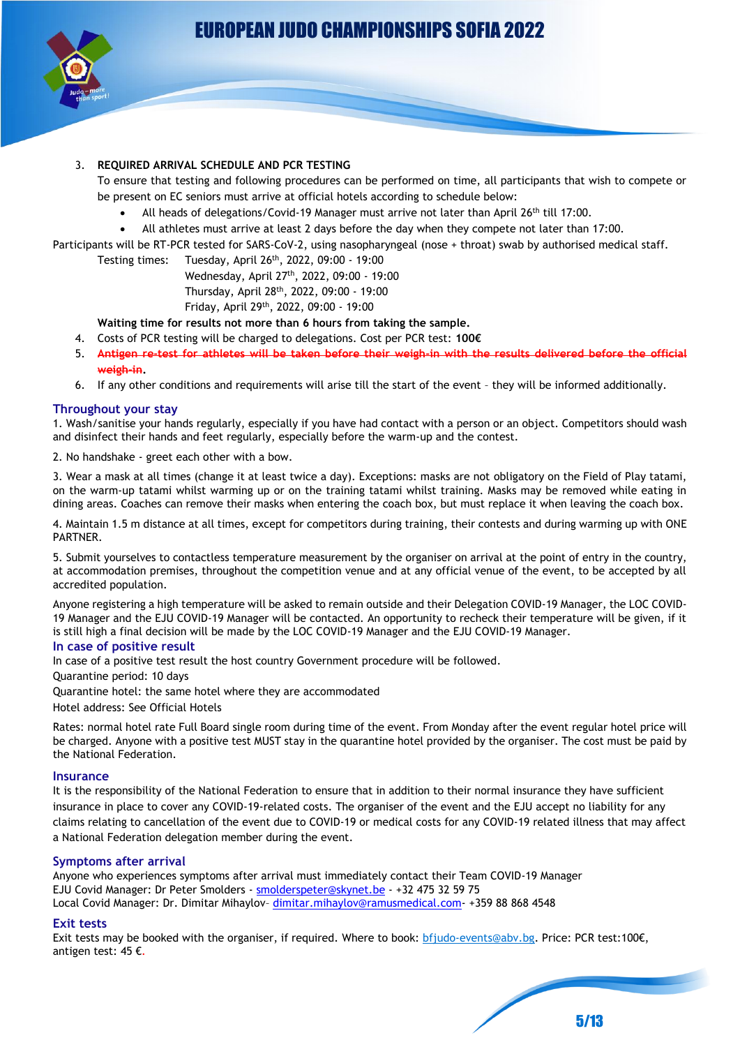3. **REQUIRED ARRIVAL SCHEDULE AND PCR TESTING**

   To ensure that testing and following procedures can be performed on time, all participants that wish to compete or be present on EC seniors must arrive at official hotels according to schedule below:

   - All heads of delegations/Covid-19 Manager must arrive not later than April 26th till 17:00.
   - All athletes must arrive at least 2 days before the day when they compete not later than 17:00.

Participants will be RT-PCR tested for SARS-CoV-2, using nasopharyngeal (nose + throat) swab by authorised medical staff.

Testing times: Tuesday, April 26th, 2022, 09:00 - 19:00
Wednesday, April 27th, 2022, 09:00 - 19:00
Thursday, April 28th, 2022, 09:00 - 19:00
Friday, April 29th, 2022, 09:00 - 19:00

**Waiting time for results not more than 6 hours from taking the sample.**

4. Costs of PCR testing will be charged to delegations. Cost per PCR test: **100€**
5. ~~**Antigen re-test for athletes will be taken before their weigh-in with the results delivered before the official weigh-in**~~.
6. If any other conditions and requirements will arise till the start of the event – they will be informed additionally.

## Throughout your stay

1. Wash/sanitise your hands regularly, especially if you have had contact with a person or an object. Competitors should wash and disinfect their hands and feet regularly, especially before the warm-up and the contest.

2. No handshake - greet each other with a bow.

3. Wear a mask at all times (change it at least twice a day). Exceptions: masks are not obligatory on the Field of Play tatami, on the warm-up tatami whilst warming up or on the training tatami whilst training. Masks may be removed while eating in dining areas. Coaches can remove their masks when entering the coach box, but must replace it when leaving the coach box.

4. Maintain 1.5 m distance at all times, except for competitors during training, their contests and during warming up with ONE PARTNER.

5. Submit yourselves to contactless temperature measurement by the organiser on arrival at the point of entry in the country, at accommodation premises, throughout the competition venue and at any official venue of the event, to be accepted by all accredited population.

Anyone registering a high temperature will be asked to remain outside and their Delegation COVID-19 Manager, the LOC COVID-19 Manager and the EJU COVID-19 Manager will be contacted. An opportunity to recheck their temperature will be given, if it is still high a final decision will be made by the LOC COVID-19 Manager and the EJU COVID-19 Manager.

## In case of positive result

In case of a positive test result the host country Government procedure will be followed.

Quarantine period: 10 days

Quarantine hotel: the same hotel where they are accommodated

Hotel address: See Official Hotels

Rates: normal hotel rate Full Board single room during time of the event. From Monday after the event regular hotel price will be charged. Anyone with a positive test MUST stay in the quarantine hotel provided by the organiser. The cost must be paid by the National Federation.

## Insurance

It is the responsibility of the National Federation to ensure that in addition to their normal insurance they have sufficient insurance in place to cover any COVID-19-related costs. The organiser of the event and the EJU accept no liability for any claims relating to cancellation of the event due to COVID-19 or medical costs for any COVID-19 related illness that may affect a National Federation delegation member during the event.

## Symptoms after arrival

Anyone who experiences symptoms after arrival must immediately contact their Team COVID-19 Manager

EJU Covid Manager: Dr Peter Smolders - smolderspeter@skynet.be - +32 475 32 59 75

Local Covid Manager: Dr. Dimitar Mihaylov- dimitar.mihaylov@ramusmedical.com- +359 88 868 4548

## Exit tests

Exit tests may be booked with the organiser, if required. Where to book: bfjudo-events@abv.bg. Price: PCR test:100€, antigen test: 45 €.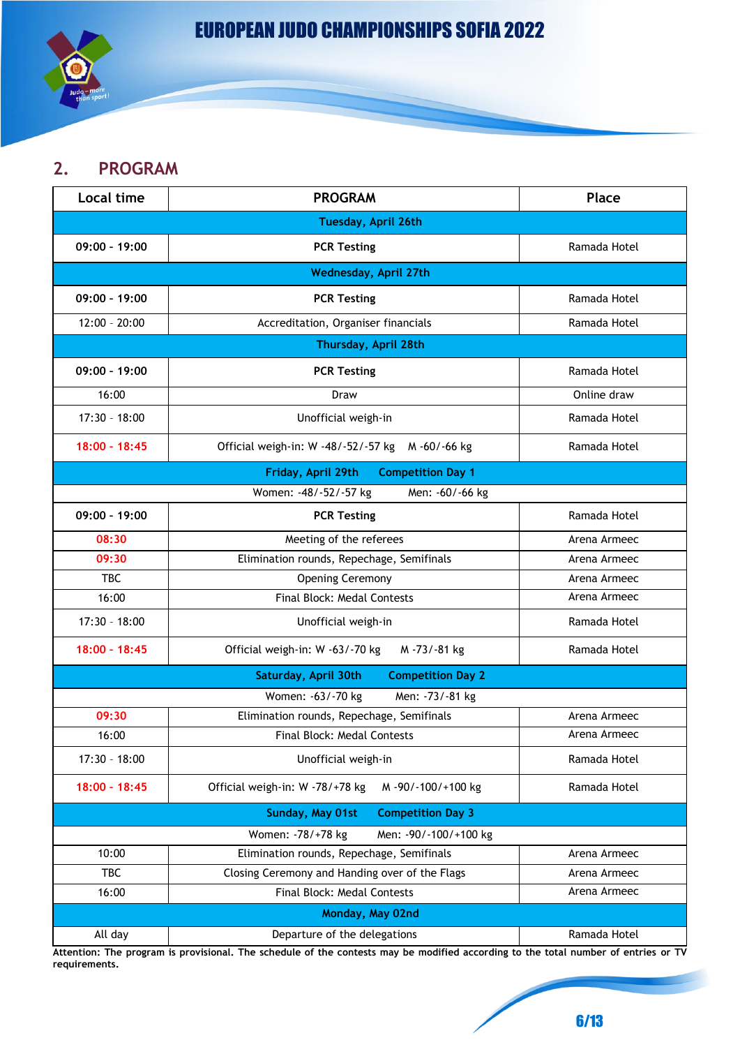## 2. PROGRAM

| Local time | PROGRAM | Place |
|---|---|---|
| | **Tuesday, April 26th** | |
| **09:00 - 19:00** | **PCR Testing** | Ramada Hotel |
| | **Wednesday, April 27th** | |
| **09:00 - 19:00** | **PCR Testing** | Ramada Hotel |
| 12:00 - 20:00 | Accreditation, Organiser financials | Ramada Hotel |
| | **Thursday, April 28th** | |
| **09:00 - 19:00** | **PCR Testing** | Ramada Hotel |
| 16:00 | Draw | Online draw |
| 17:30 - 18:00 | Unofficial weigh-in | Ramada Hotel |
| **18:00 - 18:45** | Official weigh-in: W -48/-52/-57 kg M -60/-66 kg | Ramada Hotel |
| | **Friday, April 29th Competition Day 1** | |
| | Women: -48/-52/-57 kg Men: -60/-66 kg | |
| **09:00 - 19:00** | **PCR Testing** | Ramada Hotel |
| **08:30** | Meeting of the referees | Arena Armeec |
| **09:30** | Elimination rounds, Repechage, Semifinals | Arena Armeec |
| TBC | Opening Ceremony | Arena Armeec |
| 16:00 | Final Block: Medal Contests | Arena Armeec |
| 17:30 - 18:00 | Unofficial weigh-in | Ramada Hotel |
| **18:00 - 18:45** | Official weigh-in: W -63/-70 kg M -73/-81 kg | Ramada Hotel |
| | **Saturday, April 30th Competition Day 2** | |
| | Women: -63/-70 kg Men: -73/-81 kg | |
| **09:30** | Elimination rounds, Repechage, Semifinals | Arena Armeec |
| 16:00 | Final Block: Medal Contests | Arena Armeec |
| 17:30 - 18:00 | Unofficial weigh-in | Ramada Hotel |
| **18:00 - 18:45** | Official weigh-in: W -78/+78 kg M -90/-100/+100 kg | Ramada Hotel |
| | **Sunday, May 01st Competition Day 3** | |
| | Women: -78/+78 kg Men: -90/-100/+100 kg | |
| 10:00 | Elimination rounds, Repechage, Semifinals | Arena Armeec |
| TBC | Closing Ceremony and Handing over of the Flags | Arena Armeec |
| 16:00 | Final Block: Medal Contests | Arena Armeec |
| | **Monday, May 02nd** | |
| All day | Departure of the delegations | Ramada Hotel |

**Attention: The program is provisional. The schedule of the contests may be modified according to the total number of entries or TV requirements.**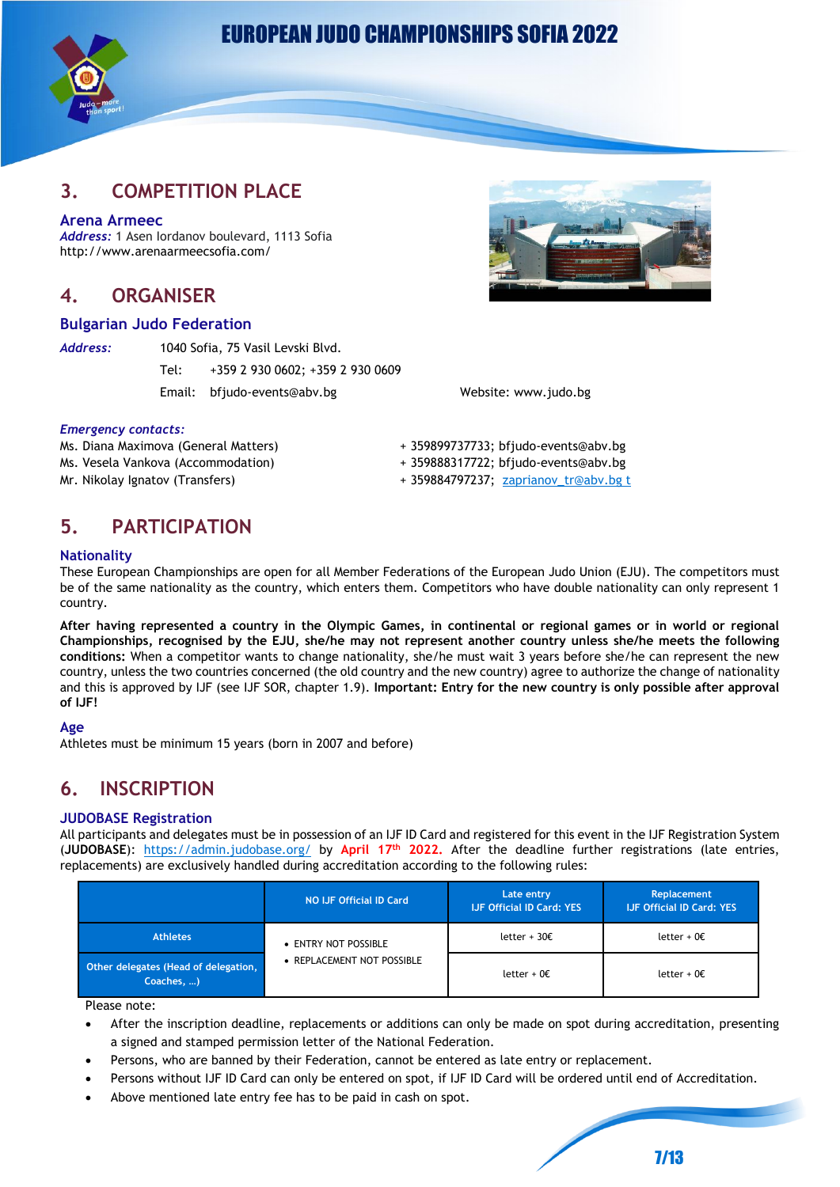## 3. COMPETITION PLACE

### Arena Armeec

*Address:* 1 Asen Iordanov boulevard, 1113 Sofia
http://www.arenaarmeecsofia.com/

## 4. ORGANISER

### Bulgarian Judo Federation

*Address:* 1040 Sofia, 75 Vasil Levski Blvd.
Tel: +359 2 930 0602; +359 2 930 0609
Email: bfjudo-events@abv.bg
Website: www.judo.bg

*Emergency contacts:*

Ms. Diana Maximova (General Matters) + 359899737733; bfjudo-events@abv.bg
Ms. Vesela Vankova (Accommodation) + 359888317722; bfjudo-events@abv.bg
Mr. Nikolay Ignatov (Transfers) + 359884797237; zaprianov_tr@abv.bg t

## 5. PARTICIPATION

### Nationality

These European Championships are open for all Member Federations of the European Judo Union (EJU). The competitors must be of the same nationality as the country, which enters them. Competitors who have double nationality can only represent 1 country.

**After having represented a country in the Olympic Games, in continental or regional games or in world or regional Championships, recognised by the EJU, she/he may not represent another country unless she/he meets the following conditions:** When a competitor wants to change nationality, she/he must wait 3 years before she/he can represent the new country, unless the two countries concerned (the old country and the new country) agree to authorize the change of nationality and this is approved by IJF (see IJF SOR, chapter 1.9). **Important: Entry for the new country is only possible after approval of IJF!**

### Age

Athletes must be minimum 15 years (born in 2007 and before)

## 6. INSCRIPTION

### JUDOBASE Registration

All participants and delegates must be in possession of an IJF ID Card and registered for this event in the IJF Registration System (**JUDOBASE**): https://admin.judobase.org/ by **April 17th 2022.** After the deadline further registrations (late entries, replacements) are exclusively handled during accreditation according to the following rules:

| | NO IJF Official ID Card | Late entry IJF Official ID Card: YES | Replacement IJF Official ID Card: YES |
|---|---|---|---|
| Athletes | • ENTRY NOT POSSIBLE<br>• REPLACEMENT NOT POSSIBLE | letter + 30€ | letter + 0€ |
| Other delegates (Head of delegation, Coaches, …) | | letter + 0€ | letter + 0€ |

Please note:

- After the inscription deadline, replacements or additions can only be made on spot during accreditation, presenting a signed and stamped permission letter of the National Federation.
- Persons, who are banned by their Federation, cannot be entered as late entry or replacement.
- Persons without IJF ID Card can only be entered on spot, if IJF ID Card will be ordered until end of Accreditation.
- Above mentioned late entry fee has to be paid in cash on spot.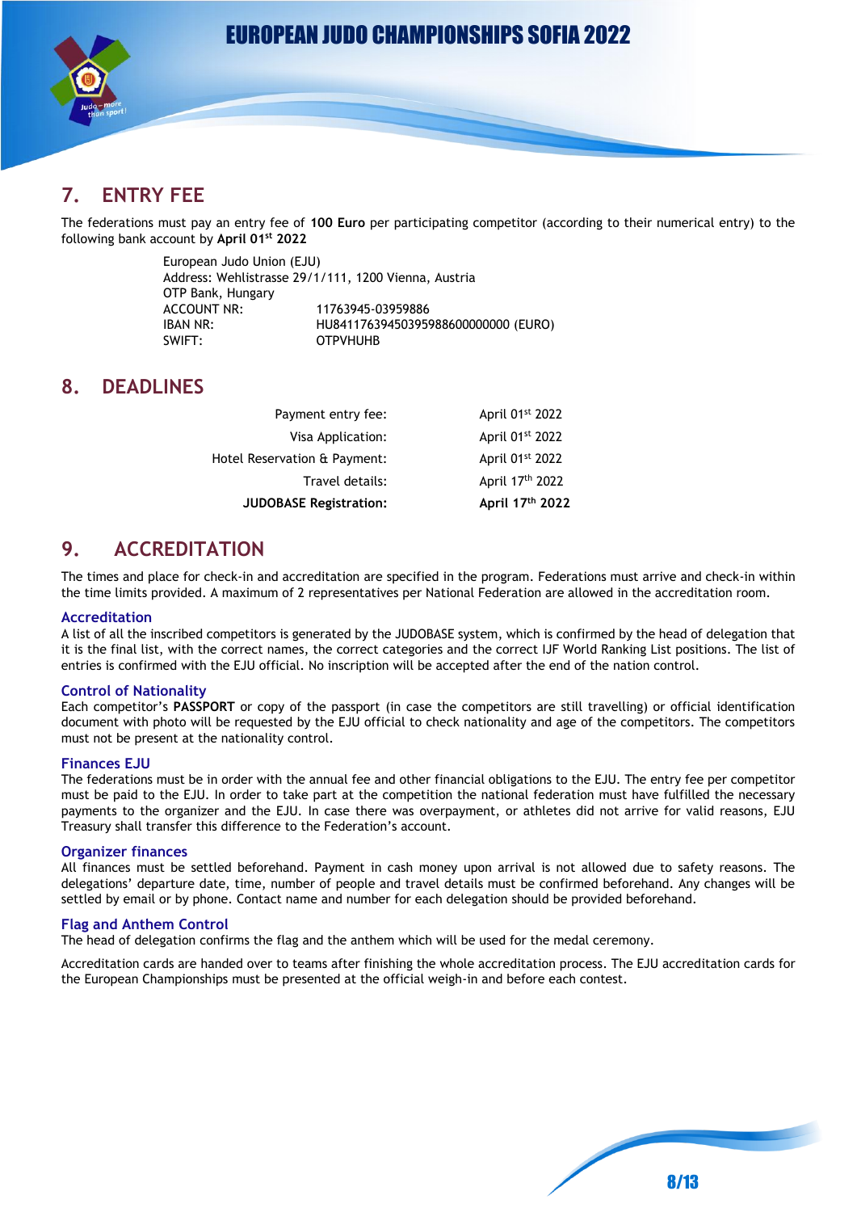## 7. ENTRY FEE

The federations must pay an entry fee of **100 Euro** per participating competitor (according to their numerical entry) to the following bank account by **April 01st 2022**

European Judo Union (EJU)
Address: Wehlistrasse 29/1/111, 1200 Vienna, Austria
OTP Bank, Hungary

| | |
|---|---|
| ACCOUNT NR: | 11763945-03959886 |
| IBAN NR: | HU84117639450395988600000000 (EURO) |
| SWIFT: | OTPVHUHB |

## 8. DEADLINES

| | |
|---|---|
| Payment entry fee: | April 01st 2022 |
| Visa Application: | April 01st 2022 |
| Hotel Reservation & Payment: | April 01st 2022 |
| Travel details: | April 17th 2022 |
| **JUDOBASE Registration:** | **April 17th 2022** |

## 9. ACCREDITATION

The times and place for check-in and accreditation are specified in the program. Federations must arrive and check-in within the time limits provided. A maximum of 2 representatives per National Federation are allowed in the accreditation room.

### Accreditation

A list of all the inscribed competitors is generated by the JUDOBASE system, which is confirmed by the head of delegation that it is the final list, with the correct names, the correct categories and the correct IJF World Ranking List positions. The list of entries is confirmed with the EJU official. No inscription will be accepted after the end of the nation control.

### Control of Nationality

Each competitor's **PASSPORT** or copy of the passport (in case the competitors are still travelling) or official identification document with photo will be requested by the EJU official to check nationality and age of the competitors. The competitors must not be present at the nationality control.

### Finances EJU

The federations must be in order with the annual fee and other financial obligations to the EJU. The entry fee per competitor must be paid to the EJU. In order to take part at the competition the national federation must have fulfilled the necessary payments to the organizer and the EJU. In case there was overpayment, or athletes did not arrive for valid reasons, EJU Treasury shall transfer this difference to the Federation's account.

### Organizer finances

All finances must be settled beforehand. Payment in cash money upon arrival is not allowed due to safety reasons. The delegations' departure date, time, number of people and travel details must be confirmed beforehand. Any changes will be settled by email or by phone. Contact name and number for each delegation should be provided beforehand.

### Flag and Anthem Control

The head of delegation confirms the flag and the anthem which will be used for the medal ceremony.

Accreditation cards are handed over to teams after finishing the whole accreditation process. The EJU accreditation cards for the European Championships must be presented at the official weigh-in and before each contest.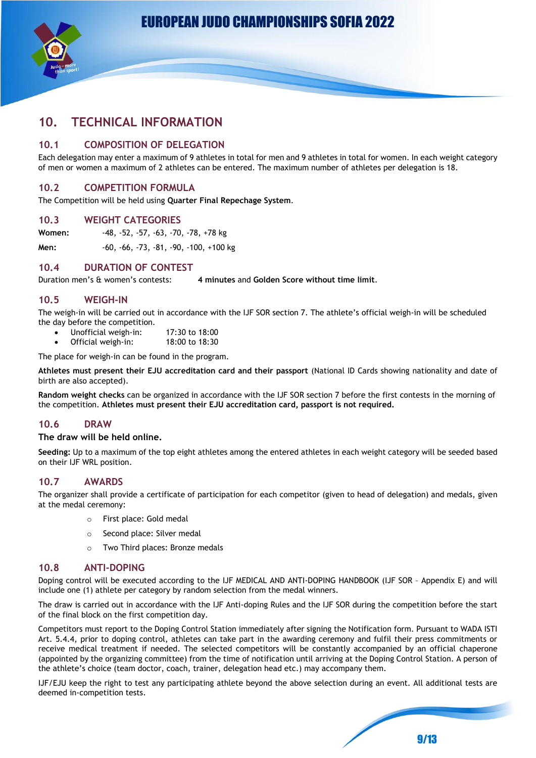# 10. TECHNICAL INFORMATION

## 10.1 COMPOSITION OF DELEGATION

Each delegation may enter a maximum of 9 athletes in total for men and 9 athletes in total for women. In each weight category of men or women a maximum of 2 athletes can be entered. The maximum number of athletes per delegation is 18.

## 10.2 COMPETITION FORMULA

The Competition will be held using **Quarter Final Repechage System**.

## 10.3 WEIGHT CATEGORIES

**Women:** -48, -52, -57, -63, -70, -78, +78 kg

**Men:** -60, -66, -73, -81, -90, -100, +100 kg

## 10.4 DURATION OF CONTEST

Duration men's & women's contests: **4 minutes** and **Golden Score without time limit**.

## 10.5 WEIGH-IN

The weigh-in will be carried out in accordance with the IJF SOR section 7. The athlete's official weigh-in will be scheduled the day before the competition.

- Unofficial weigh-in: 17:30 to 18:00
- Official weigh-in: 18:00 to 18:30

The place for weigh-in can be found in the program.

**Athletes must present their EJU accreditation card and their passport** (National ID Cards showing nationality and date of birth are also accepted).

**Random weight checks** can be organized in accordance with the IJF SOR section 7 before the first contests in the morning of the competition. **Athletes must present their EJU accreditation card, passport is not required.**

## 10.6 DRAW

**The draw will be held online.**

**Seeding:** Up to a maximum of the top eight athletes among the entered athletes in each weight category will be seeded based on their IJF WRL position.

## 10.7 AWARDS

The organizer shall provide a certificate of participation for each competitor (given to head of delegation) and medals, given at the medal ceremony:

- First place: Gold medal
- Second place: Silver medal
- Two Third places: Bronze medals

## 10.8 ANTI-DOPING

Doping control will be executed according to the IJF MEDICAL AND ANTI-DOPING HANDBOOK (IJF SOR – Appendix E) and will include one (1) athlete per category by random selection from the medal winners.

The draw is carried out in accordance with the IJF Anti-doping Rules and the IJF SOR during the competition before the start of the final block on the first competition day.

Competitors must report to the Doping Control Station immediately after signing the Notification form. Pursuant to WADA ISTI Art. 5.4.4, prior to doping control, athletes can take part in the awarding ceremony and fulfil their press commitments or receive medical treatment if needed. The selected competitors will be constantly accompanied by an official chaperone (appointed by the organizing committee) from the time of notification until arriving at the Doping Control Station. A person of the athlete's choice (team doctor, coach, trainer, delegation head etc.) may accompany them.

IJF/EJU keep the right to test any participating athlete beyond the above selection during an event. All additional tests are deemed in-competition tests.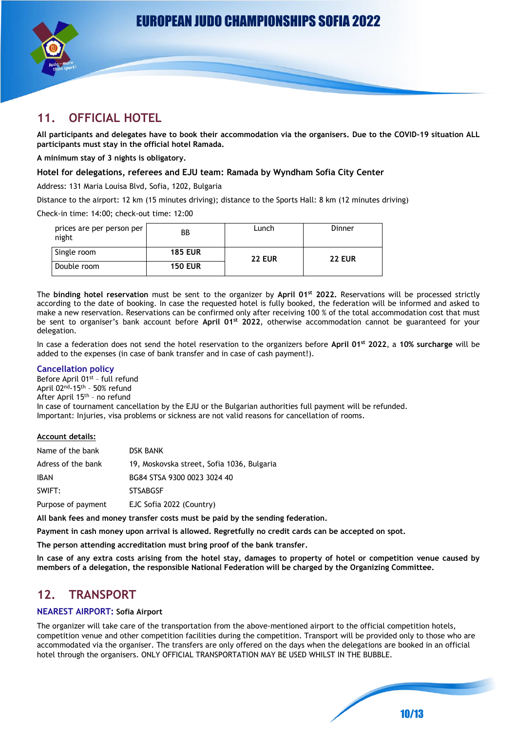## 11. OFFICIAL HOTEL

**All participants and delegates have to book their accommodation via the organisers. Due to the COVID-19 situation ALL participants must stay in the official hotel Ramada.**

**A minimum stay of 3 nights is obligatory.**

### Hotel for delegations, referees and EJU team: Ramada by Wyndham Sofia City Center

Address: 131 Maria Louisa Blvd, Sofia, 1202, Bulgaria

Distance to the airport: 12 km (15 minutes driving); distance to the Sports Hall: 8 km (12 minutes driving)

Check-in time: 14:00; check-out time: 12:00

| prices are per person per night | BB | Lunch | Dinner |
|---|---|---|---|
| Single room | **185 EUR** | **22 EUR** | **22 EUR** |
| Double room | **150 EUR** | | |

The **binding hotel reservation** must be sent to the organizer by **April 01st 2022.** Reservations will be processed strictly according to the date of booking. In case the requested hotel is fully booked, the federation will be informed and asked to make a new reservation. Reservations can be confirmed only after receiving 100 % of the total accommodation cost that must be sent to organiser's bank account before **April 01st 2022**, otherwise accommodation cannot be guaranteed for your delegation.

In case a federation does not send the hotel reservation to the organizers before **April 01st 2022**, a **10% surcharge** will be added to the expenses (in case of bank transfer and in case of cash payment!).

### Cancellation policy

Before April 01st – full refund
April 02nd-15th – 50% refund
After April 15th – no refund
In case of tournament cancellation by the EJU or the Bulgarian authorities full payment will be refunded.
Important: Injuries, visa problems or sickness are not valid reasons for cancellation of rooms.

**Account details:**

| | |
|---|---|
| Name of the bank | DSK BANK |
| Adress of the bank | 19, Moskovska street, Sofia 1036, Bulgaria |
| IBAN | BG84 STSA 9300 0023 3024 40 |
| SWIFT: | STSABGSF |
| Purpose of payment | EJC Sofia 2022 (Country) |

**All bank fees and money transfer costs must be paid by the sending federation.**

**Payment in cash money upon arrival is allowed. Regretfully no credit cards can be accepted on spot.**

**The person attending accreditation must bring proof of the bank transfer.**

**In case of any extra costs arising from the hotel stay, damages to property of hotel or competition venue caused by members of a delegation, the responsible National Federation will be charged by the Organizing Committee.**

## 12. TRANSPORT

**NEAREST AIRPORT: Sofia Airport**

The organizer will take care of the transportation from the above-mentioned airport to the official competition hotels, competition venue and other competition facilities during the competition. Transport will be provided only to those who are accommodated via the organiser. The transfers are only offered on the days when the delegations are booked in an official hotel through the organisers. ONLY OFFICIAL TRANSPORTATION MAY BE USED WHILST IN THE BUBBLE.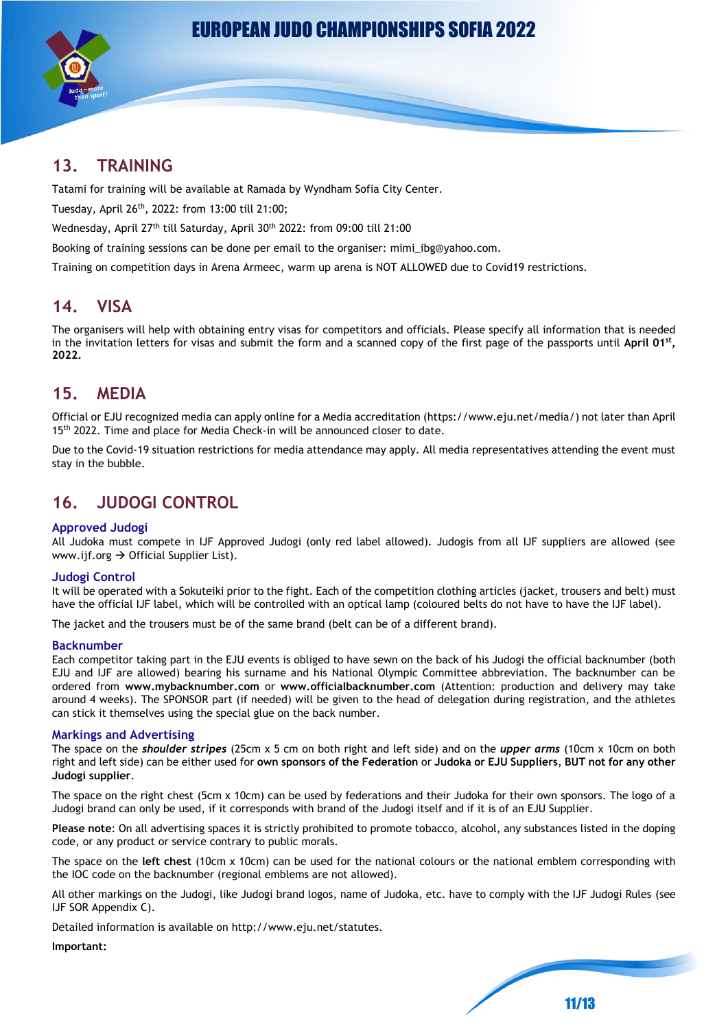## 13. TRAINING

Tatami for training will be available at Ramada by Wyndham Sofia City Center.

Tuesday, April 26th, 2022: from 13:00 till 21:00;

Wednesday, April 27th till Saturday, April 30th 2022: from 09:00 till 21:00

Booking of training sessions can be done per email to the organiser: mimi_ibg@yahoo.com.

Training on competition days in Arena Armeec, warm up arena is NOT ALLOWED due to Covid19 restrictions.

## 14. VISA

The organisers will help with obtaining entry visas for competitors and officials. Please specify all information that is needed in the invitation letters for visas and submit the form and a scanned copy of the first page of the passports until **April 01st, 2022.**

## 15. MEDIA

Official or EJU recognized media can apply online for a Media accreditation (https://www.eju.net/media/) not later than April 15th 2022. Time and place for Media Check-in will be announced closer to date.

Due to the Covid-19 situation restrictions for media attendance may apply. All media representatives attending the event must stay in the bubble.

## 16. JUDOGI CONTROL

### Approved Judogi

All Judoka must compete in IJF Approved Judogi (only red label allowed). Judogis from all IJF suppliers are allowed (see www.ijf.org → Official Supplier List).

### Judogi Control

It will be operated with a Sokuteiki prior to the fight. Each of the competition clothing articles (jacket, trousers and belt) must have the official IJF label, which will be controlled with an optical lamp (coloured belts do not have to have the IJF label).

The jacket and the trousers must be of the same brand (belt can be of a different brand).

### Backnumber

Each competitor taking part in the EJU events is obliged to have sewn on the back of his Judogi the official backnumber (both EJU and IJF are allowed) bearing his surname and his National Olympic Committee abbreviation. The backnumber can be ordered from **www.mybacknumber.com** or **www.officialbacknumber.com** (Attention: production and delivery may take around 4 weeks). The SPONSOR part (if needed) will be given to the head of delegation during registration, and the athletes can stick it themselves using the special glue on the back number.

### Markings and Advertising

The space on the ***shoulder stripes*** (25cm x 5 cm on both right and left side) and on the ***upper arms*** (10cm x 10cm on both right and left side) can be either used for **own sponsors of the Federation** or **Judoka or EJU Suppliers**, **BUT not for any other Judogi supplier**.

The space on the right chest (5cm x 10cm) can be used by federations and their Judoka for their own sponsors. The logo of a Judogi brand can only be used, if it corresponds with brand of the Judogi itself and if it is of an EJU Supplier.

**Please note**: On all advertising spaces it is strictly prohibited to promote tobacco, alcohol, any substances listed in the doping code, or any product or service contrary to public morals.

The space on the **left chest** (10cm x 10cm) can be used for the national colours or the national emblem corresponding with the IOC code on the backnumber (regional emblems are not allowed).

All other markings on the Judogi, like Judogi brand logos, name of Judoka, etc. have to comply with the IJF Judogi Rules (see IJF SOR Appendix C).

Detailed information is available on http://www.eju.net/statutes.

**Important:**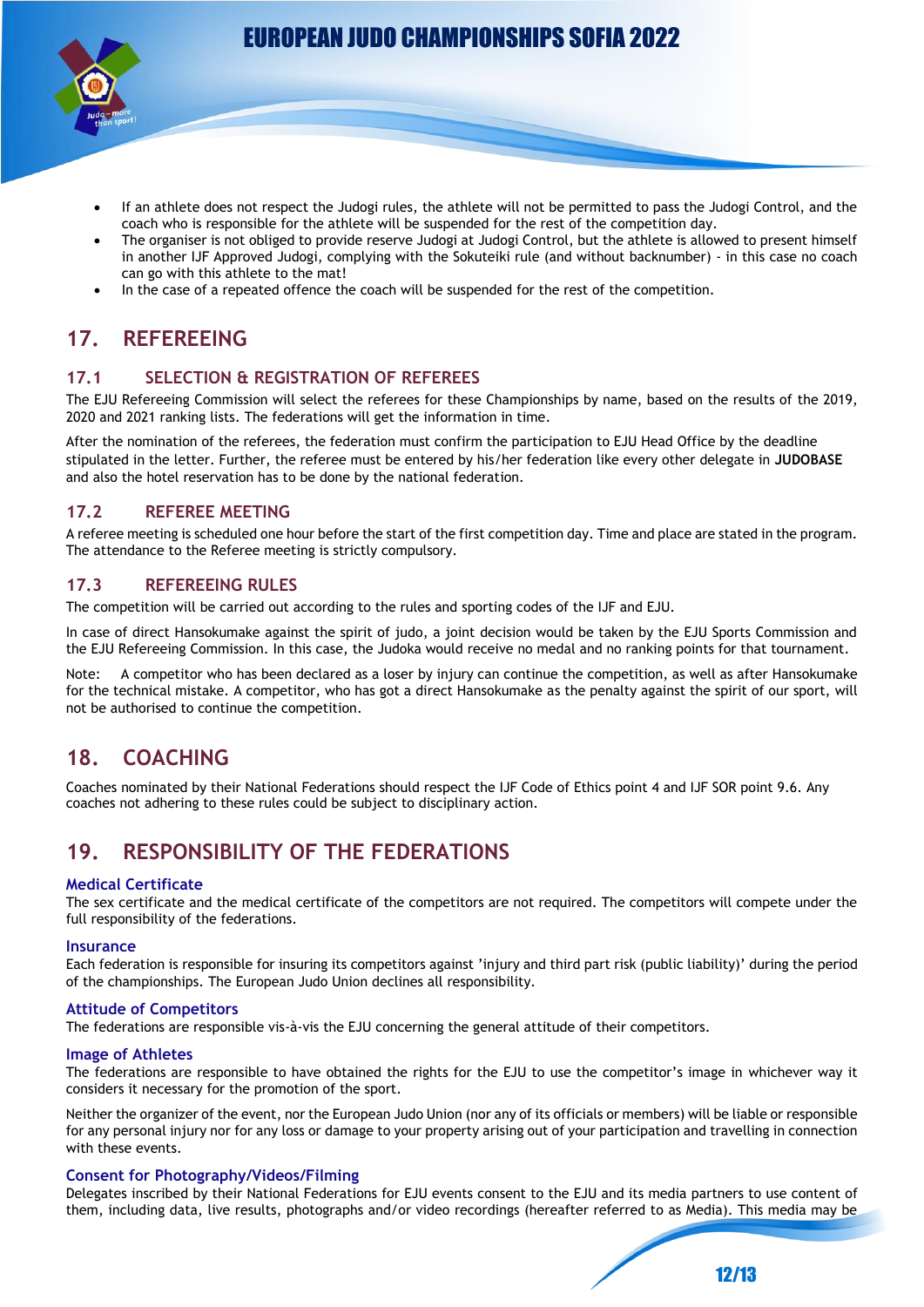- If an athlete does not respect the Judogi rules, the athlete will not be permitted to pass the Judogi Control, and the coach who is responsible for the athlete will be suspended for the rest of the competition day.
- The organiser is not obliged to provide reserve Judogi at Judogi Control, but the athlete is allowed to present himself in another IJF Approved Judogi, complying with the Sokuteiki rule (and without backnumber) - in this case no coach can go with this athlete to the mat!
- In the case of a repeated offence the coach will be suspended for the rest of the competition.

# 17. REFEREEING

## 17.1 SELECTION & REGISTRATION OF REFEREES

The EJU Refereeing Commission will select the referees for these Championships by name, based on the results of the 2019, 2020 and 2021 ranking lists. The federations will get the information in time.

After the nomination of the referees, the federation must confirm the participation to EJU Head Office by the deadline stipulated in the letter. Further, the referee must be entered by his/her federation like every other delegate in **JUDOBASE** and also the hotel reservation has to be done by the national federation.

## 17.2 REFEREE MEETING

A referee meeting is scheduled one hour before the start of the first competition day. Time and place are stated in the program. The attendance to the Referee meeting is strictly compulsory.

## 17.3 REFEREEING RULES

The competition will be carried out according to the rules and sporting codes of the IJF and EJU.

In case of direct Hansokumake against the spirit of judo, a joint decision would be taken by the EJU Sports Commission and the EJU Refereeing Commission. In this case, the Judoka would receive no medal and no ranking points for that tournament.

Note: A competitor who has been declared as a loser by injury can continue the competition, as well as after Hansokumake for the technical mistake. A competitor, who has got a direct Hansokumake as the penalty against the spirit of our sport, will not be authorised to continue the competition.

# 18. COACHING

Coaches nominated by their National Federations should respect the IJF Code of Ethics point 4 and IJF SOR point 9.6. Any coaches not adhering to these rules could be subject to disciplinary action.

# 19. RESPONSIBILITY OF THE FEDERATIONS

### Medical Certificate

The sex certificate and the medical certificate of the competitors are not required. The competitors will compete under the full responsibility of the federations.

### Insurance

Each federation is responsible for insuring its competitors against 'injury and third part risk (public liability)' during the period of the championships. The European Judo Union declines all responsibility.

### Attitude of Competitors

The federations are responsible vis-à-vis the EJU concerning the general attitude of their competitors.

### Image of Athletes

The federations are responsible to have obtained the rights for the EJU to use the competitor's image in whichever way it considers it necessary for the promotion of the sport.

Neither the organizer of the event, nor the European Judo Union (nor any of its officials or members) will be liable or responsible for any personal injury nor for any loss or damage to your property arising out of your participation and travelling in connection with these events.

### Consent for Photography/Videos/Filming

Delegates inscribed by their National Federations for EJU events consent to the EJU and its media partners to use content of them, including data, live results, photographs and/or video recordings (hereafter referred to as Media). This media may be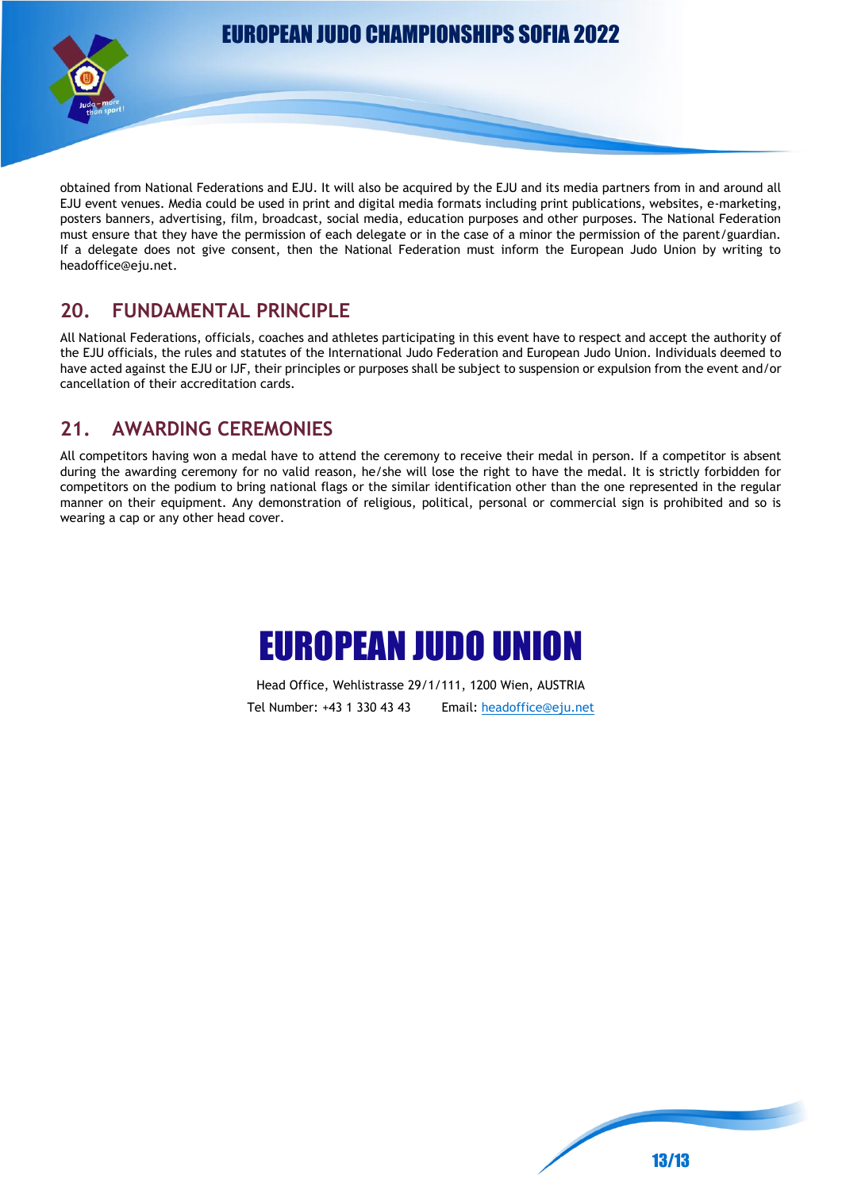obtained from National Federations and EJU. It will also be acquired by the EJU and its media partners from in and around all EJU event venues. Media could be used in print and digital media formats including print publications, websites, e-marketing, posters banners, advertising, film, broadcast, social media, education purposes and other purposes. The National Federation must ensure that they have the permission of each delegate or in the case of a minor the permission of the parent/guardian. If a delegate does not give consent, then the National Federation must inform the European Judo Union by writing to headoffice@eju.net.

## 20. FUNDAMENTAL PRINCIPLE

All National Federations, officials, coaches and athletes participating in this event have to respect and accept the authority of the EJU officials, the rules and statutes of the International Judo Federation and European Judo Union. Individuals deemed to have acted against the EJU or IJF, their principles or purposes shall be subject to suspension or expulsion from the event and/or cancellation of their accreditation cards.

## 21. AWARDING CEREMONIES

All competitors having won a medal have to attend the ceremony to receive their medal in person. If a competitor is absent during the awarding ceremony for no valid reason, he/she will lose the right to have the medal. It is strictly forbidden for competitors on the podium to bring national flags or the similar identification other than the one represented in the regular manner on their equipment. Any demonstration of religious, political, personal or commercial sign is prohibited and so is wearing a cap or any other head cover.

# EUROPEAN JUDO UNION

Head Office, Wehlistrasse 29/1/111, 1200 Wien, AUSTRIA

Tel Number: +43 1 330 43 43        Email: headoffice@eju.net